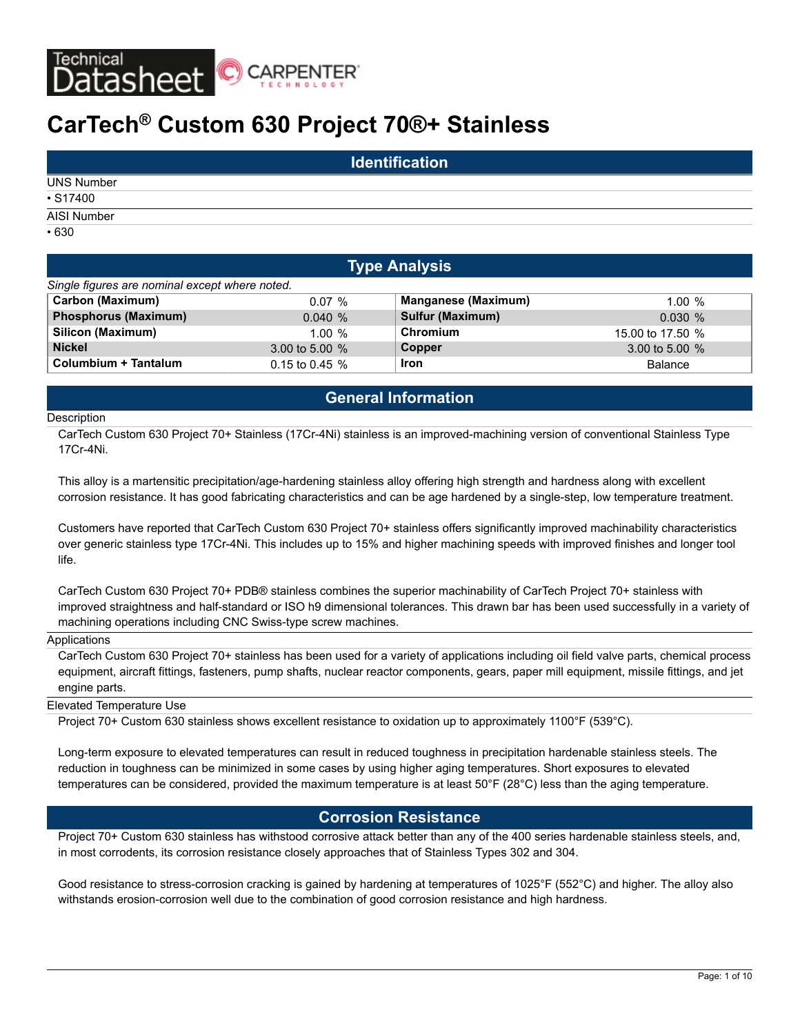Technical Datasheet

# CarTech® Custom 630 Project 70®+ Stainless

## Identification

UNS Number

- S17400

AISI Number

- 630

## Type Analysis

*Single figures are nominal except where noted.*

| | | | |
|---|---|---|---|
| **Carbon (Maximum)** | 0.07 % | **Manganese (Maximum)** | 1.00 % |
| **Phosphorus (Maximum)** | 0.040 % | **Sulfur (Maximum)** | 0.030 % |
| **Silicon (Maximum)** | 1.00 % | **Chromium** | 15.00 to 17.50 % |
| **Nickel** | 3.00 to 5.00 % | **Copper** | 3.00 to 5.00 % |
| **Columbium + Tantalum** | 0.15 to 0.45 % | **Iron** | Balance |

## General Information

Description

CarTech Custom 630 Project 70+ Stainless (17Cr-4Ni) stainless is an improved-machining version of conventional Stainless Type 17Cr-4Ni.

This alloy is a martensitic precipitation/age-hardening stainless alloy offering high strength and hardness along with excellent corrosion resistance. It has good fabricating characteristics and can be age hardened by a single-step, low temperature treatment.

Customers have reported that CarTech Custom 630 Project 70+ stainless offers significantly improved machinability characteristics over generic stainless type 17Cr-4Ni. This includes up to 15% and higher machining speeds with improved finishes and longer tool life.

CarTech Custom 630 Project 70+ PDB® stainless combines the superior machinability of CarTech Project 70+ stainless with improved straightness and half-standard or ISO h9 dimensional tolerances. This drawn bar has been used successfully in a variety of machining operations including CNC Swiss-type screw machines.

Applications

CarTech Custom 630 Project 70+ stainless has been used for a variety of applications including oil field valve parts, chemical process equipment, aircraft fittings, fasteners, pump shafts, nuclear reactor components, gears, paper mill equipment, missile fittings, and jet engine parts.

Elevated Temperature Use

Project 70+ Custom 630 stainless shows excellent resistance to oxidation up to approximately 1100°F (539°C).

Long-term exposure to elevated temperatures can result in reduced toughness in precipitation hardenable stainless steels. The reduction in toughness can be minimized in some cases by using higher aging temperatures. Short exposures to elevated temperatures can be considered, provided the maximum temperature is at least 50°F (28°C) less than the aging temperature.

## Corrosion Resistance

Project 70+ Custom 630 stainless has withstood corrosive attack better than any of the 400 series hardenable stainless steels, and, in most corrodents, its corrosion resistance closely approaches that of Stainless Types 302 and 304.

Good resistance to stress-corrosion cracking is gained by hardening at temperatures of 1025°F (552°C) and higher. The alloy also withstands erosion-corrosion well due to the combination of good corrosion resistance and high hardness.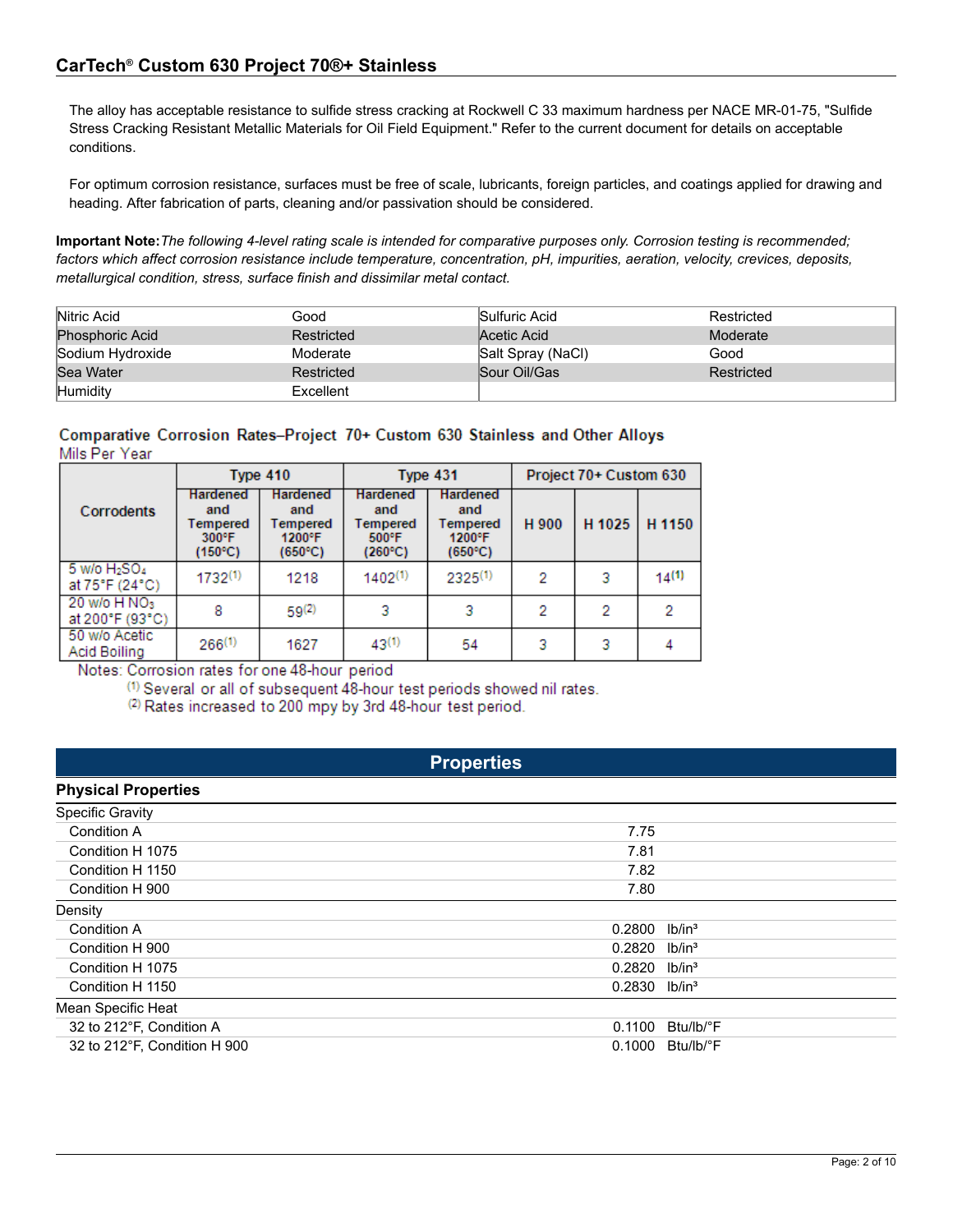The alloy has acceptable resistance to sulfide stress cracking at Rockwell C 33 maximum hardness per NACE MR-01-75, "Sulfide Stress Cracking Resistant Metallic Materials for Oil Field Equipment." Refer to the current document for details on acceptable conditions.

For optimum corrosion resistance, surfaces must be free of scale, lubricants, foreign particles, and coatings applied for drawing and heading. After fabrication of parts, cleaning and/or passivation should be considered.

**Important Note:** *The following 4-level rating scale is intended for comparative purposes only. Corrosion testing is recommended; factors which affect corrosion resistance include temperature, concentration, pH, impurities, aeration, velocity, crevices, deposits, metallurgical condition, stress, surface finish and dissimilar metal contact.*

| | | | |
|---|---|---|---|
| Nitric Acid | Good | Sulfuric Acid | Restricted |
| Phosphoric Acid | Restricted | Acetic Acid | Moderate |
| Sodium Hydroxide | Moderate | Salt Spray (NaCl) | Good |
| Sea Water | Restricted | Sour Oil/Gas | Restricted |
| Humidity | Excellent | | |

**Comparative Corrosion Rates–Project 70+ Custom 630 Stainless and Other Alloys**
Mils Per Year

| Corrodents | Type 410 | | Type 431 | | Project 70+ Custom 630 | | |
|---|---|---|---|---|---|---|---|
| | Hardened and Tempered 300°F (150°C) | Hardened and Tempered 1200°F (650°C) | Hardened and Tempered 500°F (260°C) | Hardened and Tempered 1200°F (650°C) | H 900 | H 1025 | H 1150 |
| 5 w/o $H_2SO_4$ at 75°F (24°C) | 1732[1] | 1218 | 1402[1] | 2325[1] | 2 | 3 | 14[1] |
| 20 w/o $HNO_3$ at 200°F (93°C) | 8 | 59[2] | 3 | 3 | 2 | 2 | 2 |
| 50 w/o Acetic Acid Boiling | 266[1] | 1627 | 43[1] | 54 | 3 | 3 | 4 |

Notes: Corrosion rates for one 48-hour period
[1] Several or all of subsequent 48-hour test periods showed nil rates.
[2] Rates increased to 200 mpy by 3rd 48-hour test period.

## Properties

### Physical Properties

| Property | Value | Unit |
|---|---|---|
| **Specific Gravity** | | |
| Condition A | 7.75 | |
| Condition H 1075 | 7.81 | |
| Condition H 1150 | 7.82 | |
| Condition H 900 | 7.80 | |
| **Density** | | |
| Condition A | 0.2800 | lb/in³ |
| Condition H 900 | 0.2820 | lb/in³ |
| Condition H 1075 | 0.2820 | lb/in³ |
| Condition H 1150 | 0.2830 | lb/in³ |
| **Mean Specific Heat** | | |
| 32 to 212°F, Condition A | 0.1100 | Btu/lb/°F |
| 32 to 212°F, Condition H 900 | 0.1000 | Btu/lb/°F |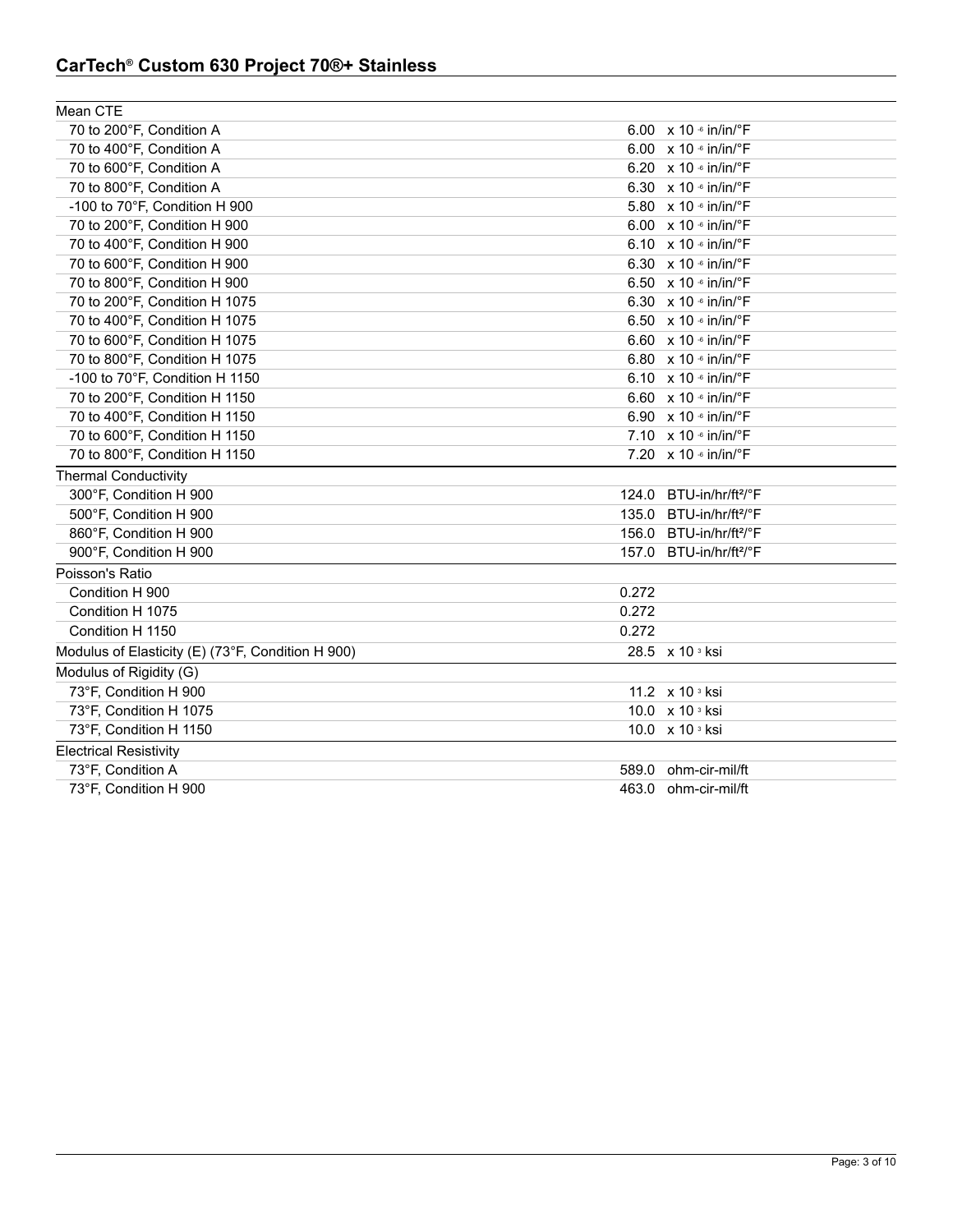| Property | Value | Unit |
|---|---|---|
| **Mean CTE** | | |
| 70 to 200°F, Condition A | 6.00 | $\times 10^{-6}$ in/in/°F |
| 70 to 400°F, Condition A | 6.00 | $\times 10^{-6}$ in/in/°F |
| 70 to 600°F, Condition A | 6.20 | $\times 10^{-6}$ in/in/°F |
| 70 to 800°F, Condition A | 6.30 | $\times 10^{-6}$ in/in/°F |
| -100 to 70°F, Condition H 900 | 5.80 | $\times 10^{-6}$ in/in/°F |
| 70 to 200°F, Condition H 900 | 6.00 | $\times 10^{-6}$ in/in/°F |
| 70 to 400°F, Condition H 900 | 6.10 | $\times 10^{-6}$ in/in/°F |
| 70 to 600°F, Condition H 900 | 6.30 | $\times 10^{-6}$ in/in/°F |
| 70 to 800°F, Condition H 900 | 6.50 | $\times 10^{-6}$ in/in/°F |
| 70 to 200°F, Condition H 1075 | 6.30 | $\times 10^{-6}$ in/in/°F |
| 70 to 400°F, Condition H 1075 | 6.50 | $\times 10^{-6}$ in/in/°F |
| 70 to 600°F, Condition H 1075 | 6.60 | $\times 10^{-6}$ in/in/°F |
| 70 to 800°F, Condition H 1075 | 6.80 | $\times 10^{-6}$ in/in/°F |
| -100 to 70°F, Condition H 1150 | 6.10 | $\times 10^{-6}$ in/in/°F |
| 70 to 200°F, Condition H 1150 | 6.60 | $\times 10^{-6}$ in/in/°F |
| 70 to 400°F, Condition H 1150 | 6.90 | $\times 10^{-6}$ in/in/°F |
| 70 to 600°F, Condition H 1150 | 7.10 | $\times 10^{-6}$ in/in/°F |
| 70 to 800°F, Condition H 1150 | 7.20 | $\times 10^{-6}$ in/in/°F |
| **Thermal Conductivity** | | |
| 300°F, Condition H 900 | 124.0 | BTU-in/hr/ft²/°F |
| 500°F, Condition H 900 | 135.0 | BTU-in/hr/ft²/°F |
| 860°F, Condition H 900 | 156.0 | BTU-in/hr/ft²/°F |
| 900°F, Condition H 900 | 157.0 | BTU-in/hr/ft²/°F |
| **Poisson's Ratio** | | |
| Condition H 900 | 0.272 | |
| Condition H 1075 | 0.272 | |
| Condition H 1150 | 0.272 | |
| **Modulus of Elasticity (E) (73°F, Condition H 900)** | 28.5 | $\times 10^{3}$ ksi |
| **Modulus of Rigidity (G)** | | |
| 73°F, Condition H 900 | 11.2 | $\times 10^{3}$ ksi |
| 73°F, Condition H 1075 | 10.0 | $\times 10^{3}$ ksi |
| 73°F, Condition H 1150 | 10.0 | $\times 10^{3}$ ksi |
| **Electrical Resistivity** | | |
| 73°F, Condition A | 589.0 | ohm-cir-mil/ft |
| 73°F, Condition H 900 | 463.0 | ohm-cir-mil/ft |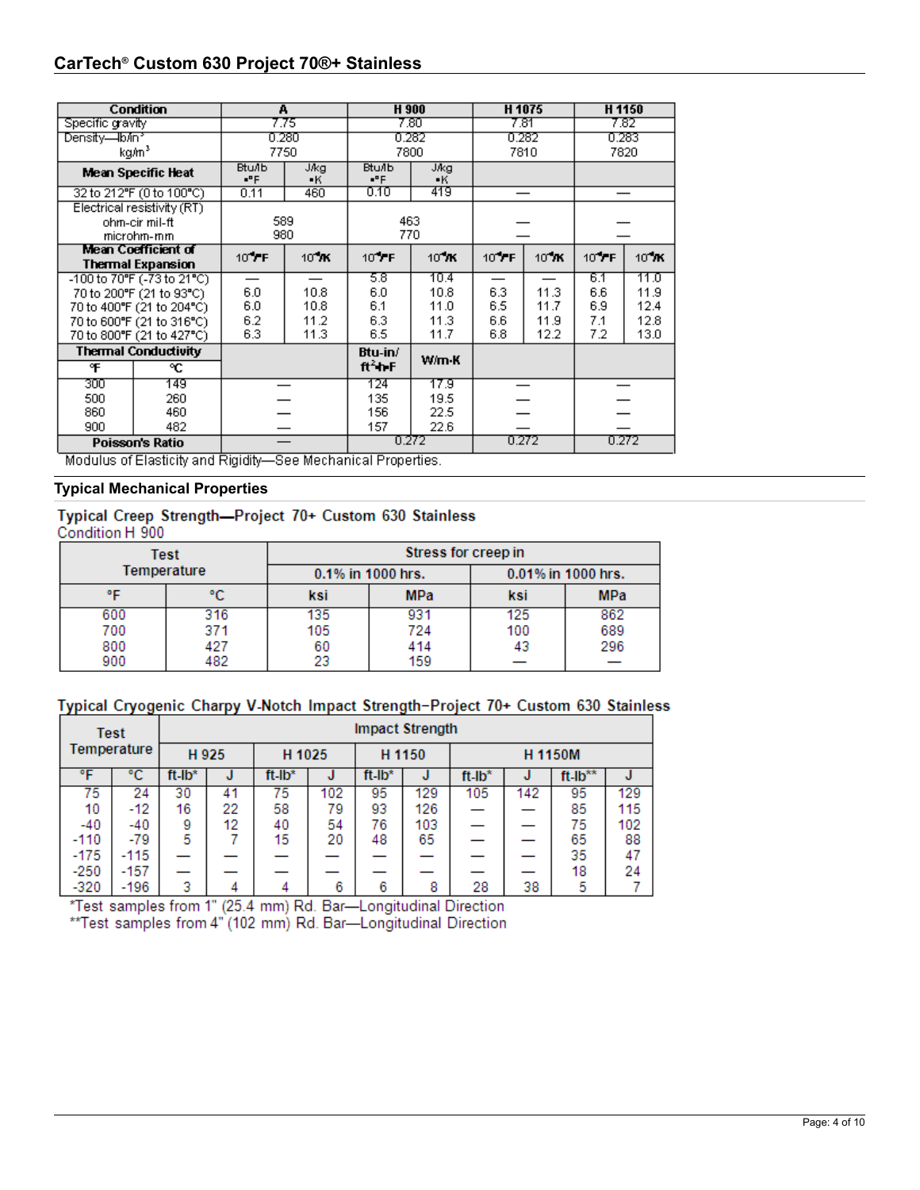## CarTech® Custom 630 Project 70®+ Stainless

| Condition | | A | | H 900 | | H 1075 | | H 1150 | |
|---|---|---|---|---|---|---|---|---|---|
| Specific gravity | | 7.75 | | 7.80 | | 7.81 | | 7.82 | |
| Density—lb/in³ kg/m³ | | 0.280 7750 | | 0.282 7800 | | 0.282 7810 | | 0.283 7820 | |
| **Mean Specific Heat** | | Btu/lb •°F | J/kg •K | Btu/lb •°F | J/kg •K | | | | |
| 32 to 212°F (0 to 100°C) | | 0.11 | 460 | 0.10 | 419 | — | | — | |
| Electrical resistivity (RT) ohm-cir mil-ft microhm-mm | | 589 980 | | 463 770 | | — — | | — — | |
| **Mean Coefficient of Thermal Expansion** | | $10^{-6}$/°F | $10^{-6}$/K | $10^{-6}$/°F | $10^{-6}$/K | $10^{-6}$/°F | $10^{-6}$/K | $10^{-6}$/°F | $10^{-6}$/K |
| -100 to 70°F (-73 to 21°C) | | — | — | 5.8 | 10.4 | — | — | 6.1 | 11.0 |
| 70 to 200°F (21 to 93°C) | | 6.0 | 10.8 | 6.0 | 10.8 | 6.3 | 11.3 | 6.6 | 11.9 |
| 70 to 400°F (21 to 204°C) | | 6.0 | 10.8 | 6.1 | 11.0 | 6.5 | 11.7 | 6.9 | 12.4 |
| 70 to 600°F (21 to 316°C) | | 6.2 | 11.2 | 6.3 | 11.3 | 6.6 | 11.9 | 7.1 | 12.8 |
| 70 to 800°F (21 to 427°C) | | 6.3 | 11.3 | 6.5 | 11.7 | 6.8 | 12.2 | 7.2 | 13.0 |
| **Thermal Conductivity** | | | | Btu-in/ ft²•h•F | W/m•K | | | | |
| °F | °C | | | | | | | | |
| 300 | 149 | — | | 124 | 17.9 | — | | — | |
| 500 | 260 | — | | 135 | 19.5 | — | | — | |
| 860 | 460 | — | | 156 | 22.5 | — | | — | |
| 900 | 482 | — | | 157 | 22.6 | — | | — | |
| **Poisson's Ratio** | | — | | 0.272 | | 0.272 | | 0.272 | |

Modulus of Elasticity and Rigidity—See Mechanical Properties.

## Typical Mechanical Properties

**Typical Creep Strength—Project 70+ Custom 630 Stainless**
Condition H 900

| Test Temperature | | Stress for creep in | | | |
|---|---|---|---|---|---|
| | | 0.1% in 1000 hrs. | | 0.01% in 1000 hrs. | |
| °F | °C | ksi | MPa | ksi | MPa |
| 600 | 316 | 135 | 931 | 125 | 862 |
| 700 | 371 | 105 | 724 | 100 | 689 |
| 800 | 427 | 60 | 414 | 43 | 296 |
| 900 | 482 | 23 | 159 | — | — |

**Typical Cryogenic Charpy V-Notch Impact Strength–Project 70+ Custom 630 Stainless**

| Test Temperature | | Impact Strength | | | | | | | | | |
|---|---|---|---|---|---|---|---|---|---|---|---|
| | | H 925 | | H 1025 | | H 1150 | | H 1150M | | | |
| °F | °C | ft-lb* | J | ft-lb* | J | ft-lb* | J | ft-lb* | J | ft-lb** | J |
| 75 | 24 | 30 | 41 | 75 | 102 | 95 | 129 | 105 | 142 | 95 | 129 |
| 10 | -12 | 16 | 22 | 58 | 79 | 93 | 126 | — | — | 85 | 115 |
| -40 | -40 | 9 | 12 | 40 | 54 | 76 | 103 | — | — | 75 | 102 |
| -110 | -79 | 5 | 7 | 15 | 20 | 48 | 65 | — | — | 65 | 88 |
| -175 | -115 | — | — | — | — | — | — | — | — | 35 | 47 |
| -250 | -157 | — | — | — | — | — | — | — | — | 18 | 24 |
| -320 | -196 | 3 | 4 | 4 | 6 | 6 | 8 | 28 | 38 | 5 | 7 |

*Test samples from 1" (25.4 mm) Rd. Bar—Longitudinal Direction
**Test samples from 4" (102 mm) Rd. Bar—Longitudinal Direction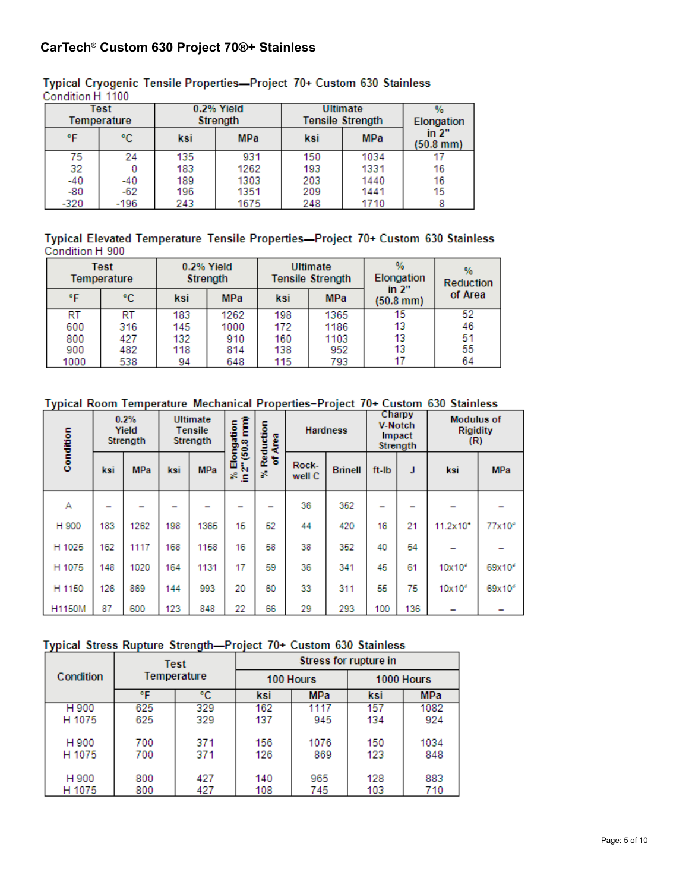## CarTech® Custom 630 Project 70®+ Stainless

### Typical Cryogenic Tensile Properties—Project 70+ Custom 630 Stainless

Condition H 1100

| Test Temperature | | 0.2% Yield Strength | | Ultimate Tensile Strength | | % Elongation in 2" (50.8 mm) |
|---|---|---|---|---|---|---|
| °F | °C | ksi | MPa | ksi | MPa | |
| 75 | 24 | 135 | 931 | 150 | 1034 | 17 |
| 32 | 0 | 183 | 1262 | 193 | 1331 | 16 |
| -40 | -40 | 189 | 1303 | 203 | 1440 | 16 |
| -80 | -62 | 196 | 1351 | 209 | 1441 | 15 |
| -320 | -196 | 243 | 1675 | 248 | 1710 | 8 |

### Typical Elevated Temperature Tensile Properties—Project 70+ Custom 630 Stainless

Condition H 900

| Test Temperature | | 0.2% Yield Strength | | Ultimate Tensile Strength | | % Elongation in 2" (50.8 mm) | % Reduction of Area |
|---|---|---|---|---|---|---|---|
| °F | °C | ksi | MPa | ksi | MPa | | |
| RT | RT | 183 | 1262 | 198 | 1365 | 15 | 52 |
| 600 | 316 | 145 | 1000 | 172 | 1186 | 13 | 46 |
| 800 | 427 | 132 | 910 | 160 | 1103 | 13 | 51 |
| 900 | 482 | 118 | 814 | 138 | 952 | 13 | 55 |
| 1000 | 538 | 94 | 648 | 115 | 793 | 17 | 64 |

### Typical Room Temperature Mechanical Properties–Project 70+ Custom 630 Stainless

| Condition | 0.2% Yield Strength | | Ultimate Tensile Strength | | % Elongation in 2" (50.8 mm) | % Reduction of Area | Hardness | | Charpy V-Notch Impact Strength | | Modulus of Rigidity (R) | |
|---|---|---|---|---|---|---|---|---|---|---|---|---|
| | ksi | MPa | ksi | MPa | | | Rockwell C | Brinell | ft-lb | J | ksi | MPa |
| A | – | – | – | – | – | – | 36 | 352 | – | – | – | – |
| H 900 | 183 | 1262 | 198 | 1365 | 15 | 52 | 44 | 420 | 16 | 21 | $11.2\times10^{3}$ | $77\times10^{3}$ |
| H 1025 | 162 | 1117 | 168 | 1158 | 16 | 58 | 38 | 352 | 40 | 54 | – | – |
| H 1075 | 148 | 1020 | 164 | 1131 | 17 | 59 | 36 | 341 | 45 | 61 | $10\times10^{3}$ | $69\times10^{3}$ |
| H 1150 | 126 | 869 | 144 | 993 | 20 | 60 | 33 | 311 | 55 | 75 | $10\times10^{3}$ | $69\times10^{3}$ |
| H1150M | 87 | 600 | 123 | 848 | 22 | 66 | 29 | 293 | 100 | 136 | – | – |

### Typical Stress Rupture Strength—Project 70+ Custom 630 Stainless

| Condition | Test Temperature | | Stress for rupture in | | | |
|---|---|---|---|---|---|---|
| | | | 100 Hours | | 1000 Hours | |
| | °F | °C | ksi | MPa | ksi | MPa |
| H 900 | 625 | 329 | 162 | 1117 | 157 | 1082 |
| H 1075 | 625 | 329 | 137 | 945 | 134 | 924 |
| H 900 | 700 | 371 | 156 | 1076 | 150 | 1034 |
| H 1075 | 700 | 371 | 126 | 869 | 123 | 848 |
| H 900 | 800 | 427 | 140 | 965 | 128 | 883 |
| H 1075 | 800 | 427 | 108 | 745 | 103 | 710 |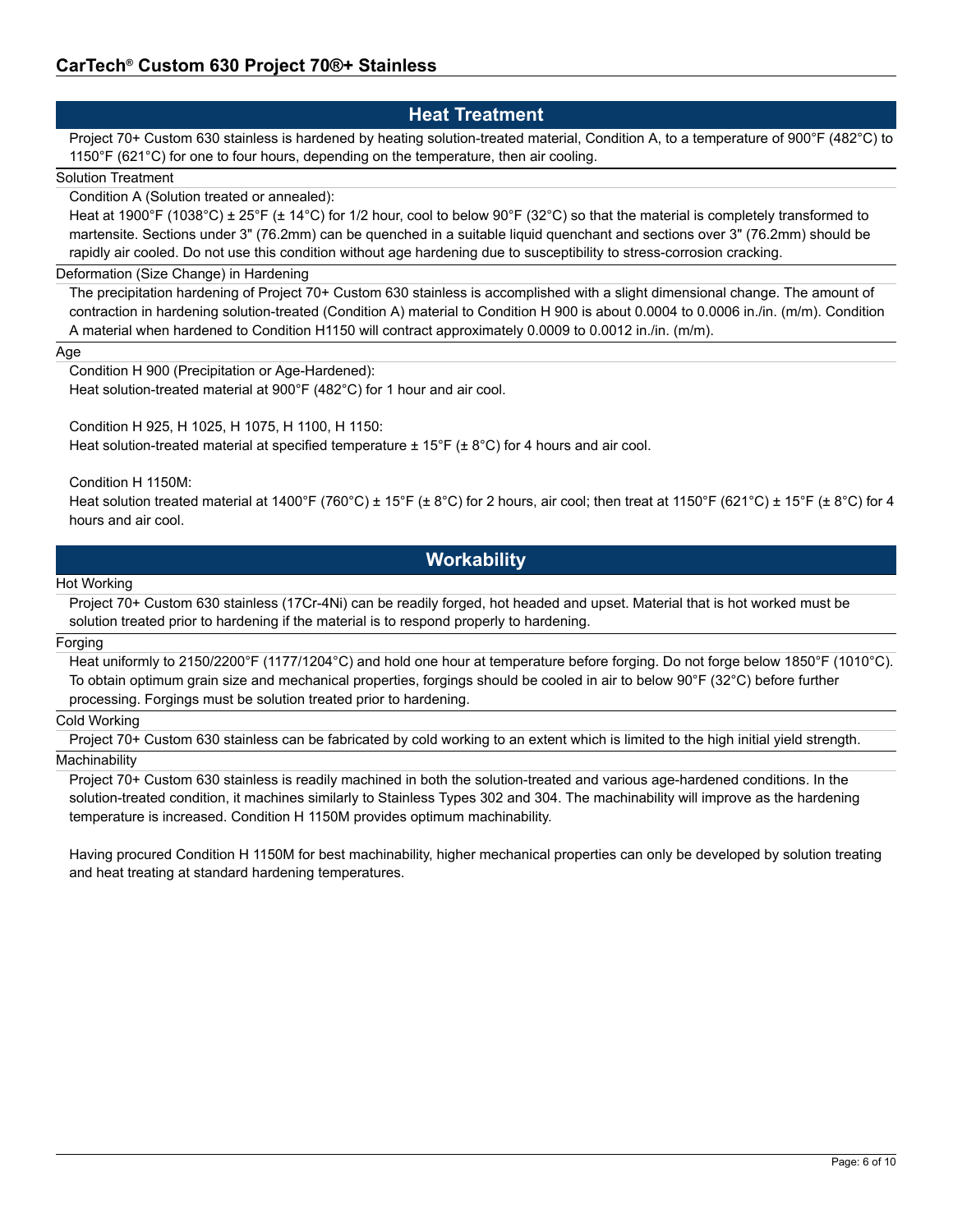## Heat Treatment

Project 70+ Custom 630 stainless is hardened by heating solution-treated material, Condition A, to a temperature of 900°F (482°C) to 1150°F (621°C) for one to four hours, depending on the temperature, then air cooling.

### Solution Treatment

Condition A (Solution treated or annealed):

Heat at 1900°F (1038°C) ± 25°F (± 14°C) for 1/2 hour, cool to below 90°F (32°C) so that the material is completely transformed to martensite. Sections under 3" (76.2mm) can be quenched in a suitable liquid quenchant and sections over 3" (76.2mm) should be rapidly air cooled. Do not use this condition without age hardening due to susceptibility to stress-corrosion cracking.

### Deformation (Size Change) in Hardening

The precipitation hardening of Project 70+ Custom 630 stainless is accomplished with a slight dimensional change. The amount of contraction in hardening solution-treated (Condition A) material to Condition H 900 is about 0.0004 to 0.0006 in./in. (m/m). Condition A material when hardened to Condition H1150 will contract approximately 0.0009 to 0.0012 in./in. (m/m).

### Age

Condition H 900 (Precipitation or Age-Hardened):

Heat solution-treated material at 900°F (482°C) for 1 hour and air cool.

Condition H 925, H 1025, H 1075, H 1100, H 1150:

Heat solution-treated material at specified temperature ± 15°F (± 8°C) for 4 hours and air cool.

Condition H 1150M:

Heat solution treated material at 1400°F (760°C) ± 15°F (± 8°C) for 2 hours, air cool; then treat at 1150°F (621°C) ± 15°F (± 8°C) for 4 hours and air cool.

## Workability

### Hot Working

Project 70+ Custom 630 stainless (17Cr-4Ni) can be readily forged, hot headed and upset. Material that is hot worked must be solution treated prior to hardening if the material is to respond properly to hardening.

### Forging

Heat uniformly to 2150/2200°F (1177/1204°C) and hold one hour at temperature before forging. Do not forge below 1850°F (1010°C). To obtain optimum grain size and mechanical properties, forgings should be cooled in air to below 90°F (32°C) before further processing. Forgings must be solution treated prior to hardening.

### Cold Working

Project 70+ Custom 630 stainless can be fabricated by cold working to an extent which is limited to the high initial yield strength.

### Machinability

Project 70+ Custom 630 stainless is readily machined in both the solution-treated and various age-hardened conditions. In the solution-treated condition, it machines similarly to Stainless Types 302 and 304. The machinability will improve as the hardening temperature is increased. Condition H 1150M provides optimum machinability.

Having procured Condition H 1150M for best machinability, higher mechanical properties can only be developed by solution treating and heat treating at standard hardening temperatures.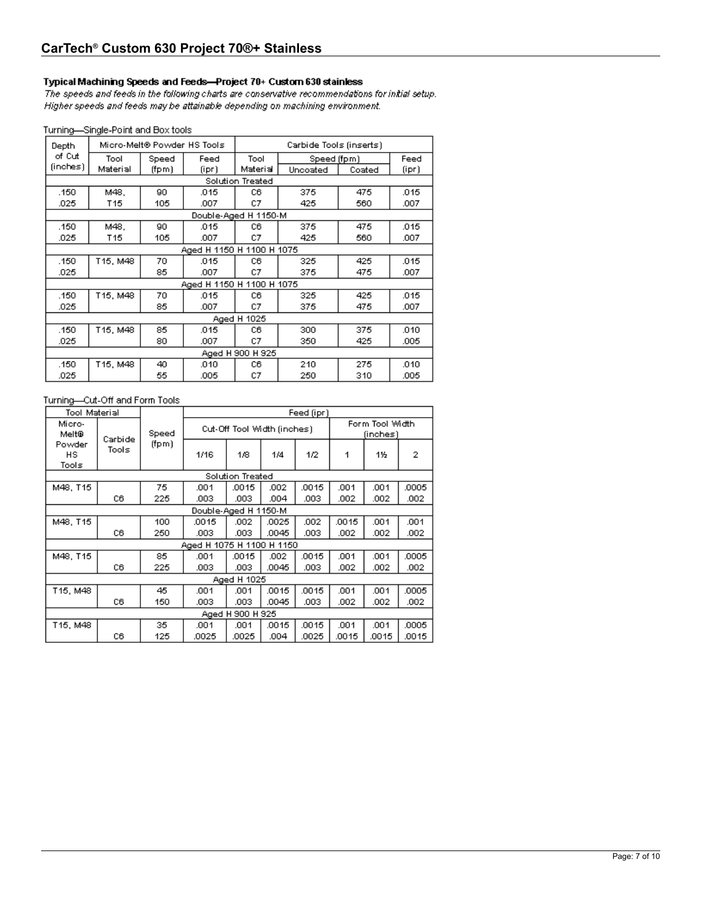## CarTech® Custom 630 Project 70®+ Stainless

### Typical Machining Speeds and Feeds—Project 70+ Custom 630 stainless

*The speeds and feeds in the following charts are conservative recommendations for initial setup. Higher speeds and feeds may be attainable depending on machining environment.*

Turning—Single-Point and Box tools

| Depth of Cut (inches) | Micro-Melt® Powder HS Tools | | | Carbide Tools (inserts) | | | |
|---|---|---|---|---|---|---|---|
| | Tool Material | Speed (fpm) | Feed (ipr) | Tool Material | Speed (fpm) Uncoated | Speed (fpm) Coated | Feed (ipr) |
| **Solution Treated** | | | | | | | |
| .150 | M48, | 90 | .015 | C6 | 375 | 475 | .015 |
| .025 | T15 | 105 | .007 | C7 | 425 | 560 | .007 |
| **Double-Aged H 1150-M** | | | | | | | |
| .150 | M48, | 90 | .015 | C6 | 375 | 475 | .015 |
| .025 | T15 | 105 | .007 | C7 | 425 | 560 | .007 |
| **Aged H 1150 H 1100 H 1075** | | | | | | | |
| .150 | T15, M48 | 70 | .015 | C6 | 325 | 425 | .015 |
| .025 | | 85 | .007 | C7 | 375 | 475 | .007 |
| **Aged H 1150 H 1100 H 1075** | | | | | | | |
| .150 | T15, M48 | 70 | .015 | C6 | 325 | 425 | .015 |
| .025 | | 85 | .007 | C7 | 375 | 475 | .007 |
| **Aged H 1025** | | | | | | | |
| .150 | T15, M48 | 85 | .015 | C6 | 300 | 375 | .010 |
| .025 | | 80 | .007 | C7 | 350 | 425 | .005 |
| **Aged H 900 H 925** | | | | | | | |
| .150 | T15, M48 | 40 | .010 | C6 | 210 | 275 | .010 |
| .025 | | 55 | .005 | C7 | 250 | 310 | .005 |

Turning—Cut-Off and Form Tools

| Tool Material | | Speed (fpm) | Feed (ipr) | | | | | | |
|---|---|---|---|---|---|---|---|---|---|
| Micro-Melt® Powder HS Tools | Carbide Tools | | Cut-Off Tool Width (inches) | | | | Form Tool Width (inches) | | |
| | | | 1/16 | 1/8 | 1/4 | 1/2 | 1 | 1½ | 2 |
| **Solution Treated** | | | | | | | | | |
| M48, T15 | | 75 | .001 | .0015 | .002 | .0015 | .001 | .001 | .0005 |
| | C6 | 225 | .003 | .003 | .004 | .003 | .002 | .002 | .002 |
| **Double-Aged H 1150-M** | | | | | | | | | |
| M48, T15 | | 100 | .0015 | .002 | .0025 | .002 | .0015 | .001 | .001 |
| | C6 | 250 | .003 | .003 | .0045 | .003 | .002 | .002 | .002 |
| **Aged H 1075 H 1100 H 1150** | | | | | | | | | |
| M48, T15 | | 85 | .001 | .0015 | .002 | .0015 | .001 | .001 | .0005 |
| | C6 | 225 | .003 | .003 | .0045 | .003 | .002 | .002 | .002 |
| **Aged H 1025** | | | | | | | | | |
| T15, M48 | | 45 | .001 | .001 | .0015 | .0015 | .001 | .001 | .0005 |
| | C6 | 150 | .003 | .003 | .0045 | .003 | .002 | .002 | .002 |
| **Aged H 900 H 925** | | | | | | | | | |
| T15, M48 | | 35 | .001 | .001 | .0015 | .0015 | .001 | .001 | .0005 |
| | C6 | 125 | .0025 | .0025 | .004 | .0025 | .0015 | .0015 | .0015 |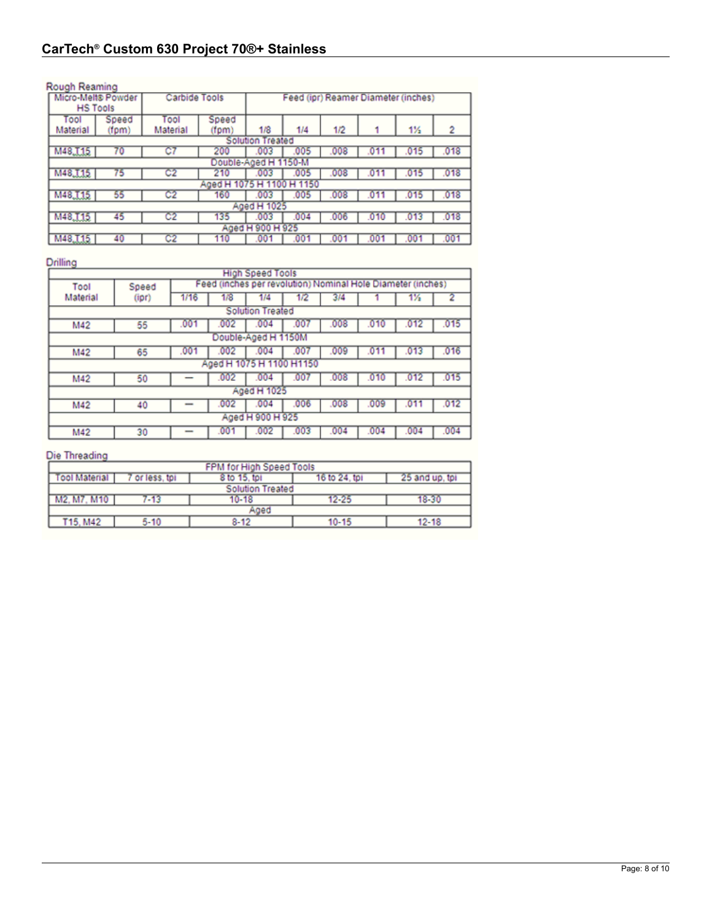## Rough Reaming

| Micro-Melt® Powder HS Tools | | Carbide Tools | | Feed (ipr) Reamer Diameter (inches) | | | | | |
|---|---|---|---|---|---|---|---|---|---|
| Tool Material | Speed (fpm) | Tool Material | Speed (fpm) | 1/8 | 1/4 | 1/2 | 1 | 1½ | 2 |
| Solution Treated | | | | | | | | | |
| M48,T15 | 70 | C7 | 200 | .003 | .005 | .008 | .011 | .015 | .018 |
| Double-Aged H 1150-M | | | | | | | | | |
| M48,T15 | 75 | C2 | 210 | .003 | .005 | .008 | .011 | .015 | .018 |
| Aged H 1075 H 1100 H 1150 | | | | | | | | | |
| M48,T15 | 55 | C2 | 160 | .003 | .005 | .008 | .011 | .015 | .018 |
| Aged H 1025 | | | | | | | | | |
| M48,T15 | 45 | C2 | 135 | .003 | .004 | .006 | .010 | .013 | .018 |
| Aged H 900 H 925 | | | | | | | | | |
| M48,T15 | 40 | C2 | 110 | .001 | .001 | .001 | .001 | .001 | .001 |

## Drilling

| High Speed Tools | | | | | | | | | |
|---|---|---|---|---|---|---|---|---|---|
| Tool Material | Speed (ipr) | Feed (inches per revolution) Nominal Hole Diameter (inches) | | | | | | | |
| | | 1/16 | 1/8 | 1/4 | 1/2 | 3/4 | 1 | 1½ | 2 |
| Solution Treated | | | | | | | | | |
| M42 | 55 | .001 | .002 | .004 | .007 | .008 | .010 | .012 | .015 |
| Double-Aged H 1150M | | | | | | | | | |
| M42 | 65 | .001 | .002 | .004 | .007 | .009 | .011 | .013 | .016 |
| Aged H 1075 H 1100 H1150 | | | | | | | | | |
| M42 | 50 | — | .002 | .004 | .007 | .008 | .010 | .012 | .015 |
| Aged H 1025 | | | | | | | | | |
| M42 | 40 | — | .002 | .004 | .006 | .008 | .009 | .011 | .012 |
| Aged H 900 H 925 | | | | | | | | | |
| M42 | 30 | — | .001 | .002 | .003 | .004 | .004 | .004 | .004 |

## Die Threading

| FPM for High Speed Tools | | | | |
|---|---|---|---|---|
| Tool Material | 7 or less, tpi | 8 to 15, tpi | 16 to 24, tpi | 25 and up, tpi |
| Solution Treated | | | | |
| M2, M7, M10 | 7-13 | 10-18 | 12-25 | 18-30 |
| Aged | | | | |
| T15, M42 | 5-10 | 8-12 | 10-15 | 12-18 |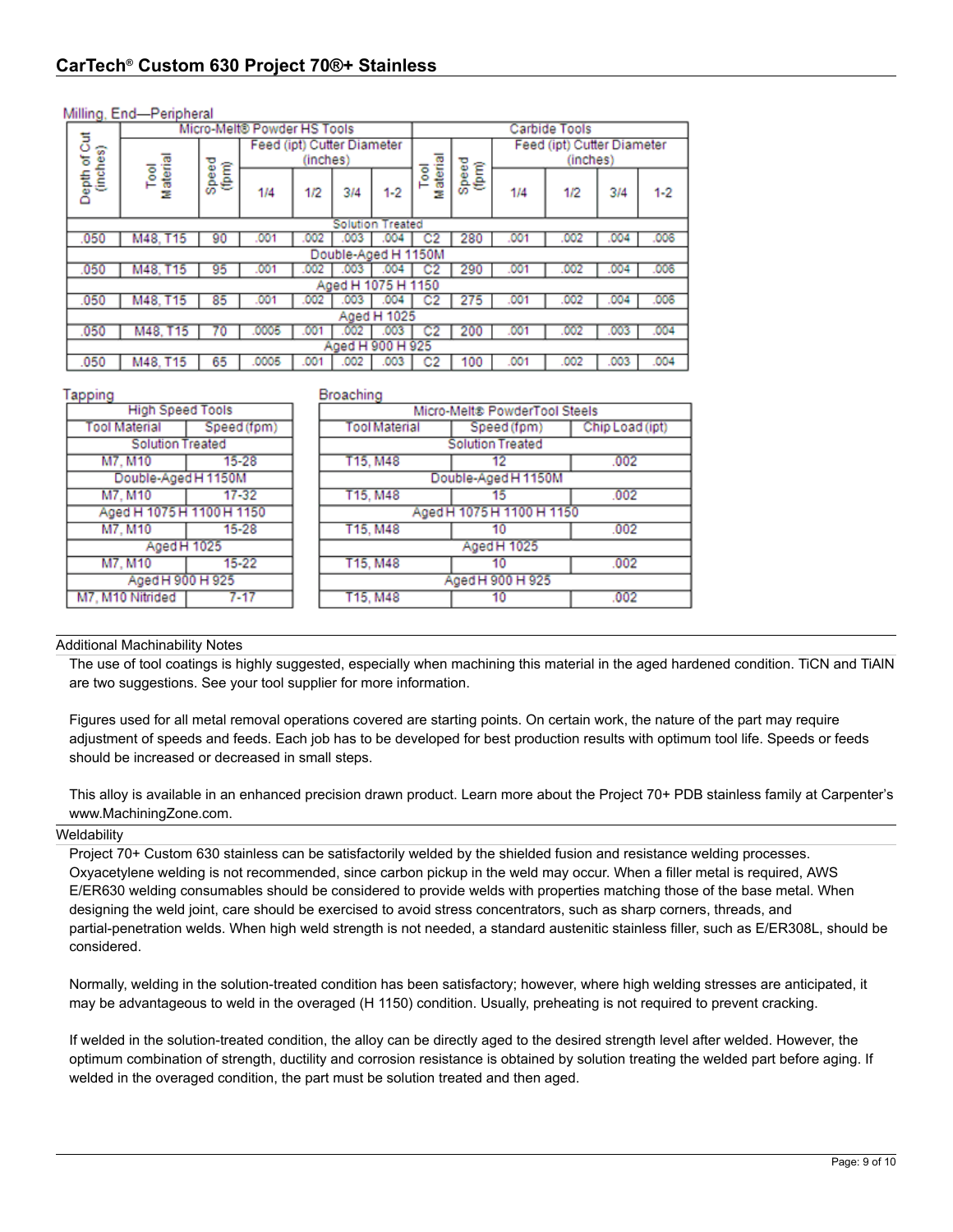## Milling, End—Peripheral

| Depth of Cut (inches) | Micro-Melt® Powder HS Tools | | | | | | Carbide Tools | | | | | |
|---|---|---|---|---|---|---|---|---|---|---|---|---|
| | Tool Material | Speed (fpm) | Feed (ipt) Cutter Diameter (inches) | | | | Tool Material | Speed (fpm) | Feed (ipt) Cutter Diameter (inches) | | | |
| | | | 1/4 | 1/2 | 3/4 | 1-2 | | | 1/4 | 1/2 | 3/4 | 1-2 |
| Solution Treated | | | | | | | | | | | | |
| .050 | M48, T15 | 90 | .001 | .002 | .003 | .004 | C2 | 280 | .001 | .002 | .004 | .006 |
| Double-Aged H 1150M | | | | | | | | | | | | |
| .050 | M48, T15 | 95 | .001 | .002 | .003 | .004 | C2 | 290 | .001 | .002 | .004 | .006 |
| Aged H 1075 H 1150 | | | | | | | | | | | | |
| .050 | M48, T15 | 85 | .001 | .002 | .003 | .004 | C2 | 275 | .001 | .002 | .004 | .006 |
| Aged H 1025 | | | | | | | | | | | | |
| .050 | M48, T15 | 70 | .0005 | .001 | .002 | .003 | C2 | 200 | .001 | .002 | .003 | .004 |
| Aged H 900 H 925 | | | | | | | | | | | | |
| .050 | M48, T15 | 65 | .0005 | .001 | .002 | .003 | C2 | 100 | .001 | .002 | .003 | .004 |

## Tapping

| High Speed Tools | |
|---|---|
| Tool Material | Speed (fpm) |
| Solution Treated | |
| M7, M10 | 15-28 |
| Double-Aged H 1150M | |
| M7, M10 | 17-32 |
| Aged H 1075 H 1100 H 1150 | |
| M7, M10 | 15-28 |
| Aged H 1025 | |
| M7, M10 | 15-22 |
| Aged H 900 H 925 | |
| M7, M10 Nitrided | 7-17 |

## Broaching

| Micro-Melt® PowderTool Steels | | |
|---|---|---|
| Tool Material | Speed (fpm) | Chip Load (ipt) |
| Solution Treated | | |
| T15, M48 | 12 | .002 |
| Double-Aged H 1150M | | |
| T15, M48 | 15 | .002 |
| Aged H 1075 H 1100 H 1150 | | |
| T15, M48 | 10 | .002 |
| Aged H 1025 | | |
| T15, M48 | 10 | .002 |
| Aged H 900 H 925 | | |
| T15, M48 | 10 | .002 |

## Additional Machinability Notes

The use of tool coatings is highly suggested, especially when machining this material in the aged hardened condition. TiCN and TiAlN are two suggestions. See your tool supplier for more information.

Figures used for all metal removal operations covered are starting points. On certain work, the nature of the part may require adjustment of speeds and feeds. Each job has to be developed for best production results with optimum tool life. Speeds or feeds should be increased or decreased in small steps.

This alloy is available in an enhanced precision drawn product. Learn more about the Project 70+ PDB stainless family at Carpenter's www.MachiningZone.com.

## Weldability

Project 70+ Custom 630 stainless can be satisfactorily welded by the shielded fusion and resistance welding processes. Oxyacetylene welding is not recommended, since carbon pickup in the weld may occur. When a filler metal is required, AWS E/ER630 welding consumables should be considered to provide welds with properties matching those of the base metal. When designing the weld joint, care should be exercised to avoid stress concentrators, such as sharp corners, threads, and partial-penetration welds. When high weld strength is not needed, a standard austenitic stainless filler, such as E/ER308L, should be considered.

Normally, welding in the solution-treated condition has been satisfactory; however, where high welding stresses are anticipated, it may be advantageous to weld in the overaged (H 1150) condition. Usually, preheating is not required to prevent cracking.

If welded in the solution-treated condition, the alloy can be directly aged to the desired strength level after welded. However, the optimum combination of strength, ductility and corrosion resistance is obtained by solution treating the welded part before aging. If welded in the overaged condition, the part must be solution treated and then aged.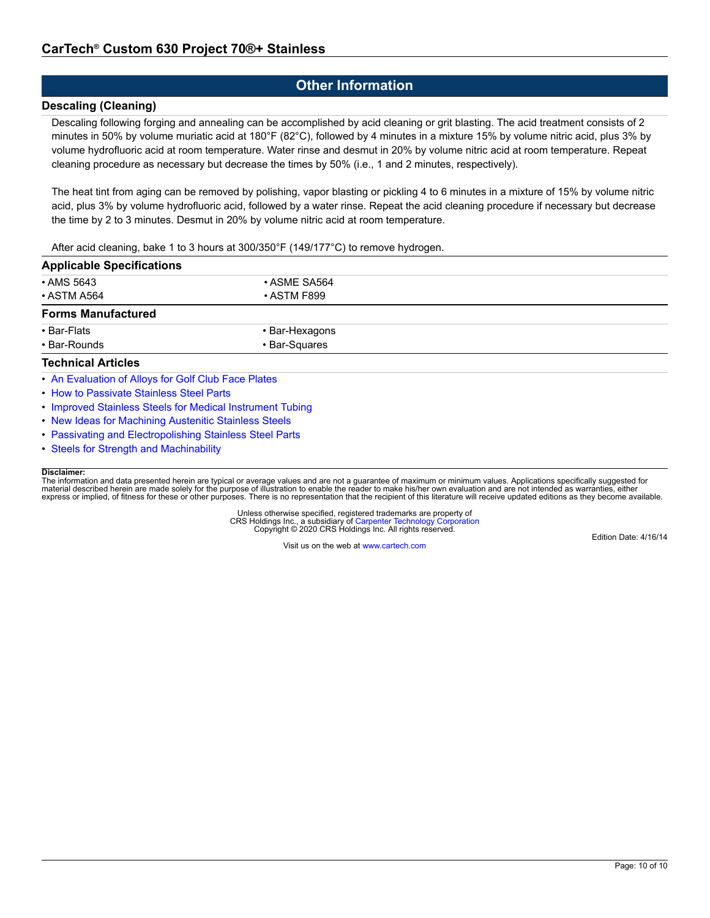## Other Information

### Descaling (Cleaning)

Descaling following forging and annealing can be accomplished by acid cleaning or grit blasting. The acid treatment consists of 2 minutes in 50% by volume muriatic acid at 180°F (82°C), followed by 4 minutes in a mixture 15% by volume nitric acid, plus 3% by volume hydrofluoric acid at room temperature. Water rinse and desmut in 20% by volume nitric acid at room temperature. Repeat cleaning procedure as necessary but decrease the times by 50% (i.e., 1 and 2 minutes, respectively).

The heat tint from aging can be removed by polishing, vapor blasting or pickling 4 to 6 minutes in a mixture of 15% by volume nitric acid, plus 3% by volume hydrofluoric acid, followed by a water rinse. Repeat the acid cleaning procedure if necessary but decrease the time by 2 to 3 minutes. Desmut in 20% by volume nitric acid at room temperature.

After acid cleaning, bake 1 to 3 hours at 300/350°F (149/177°C) to remove hydrogen.

### Applicable Specifications

- AMS 5643
- ASME SA564
- ASTM A564
- ASTM F899

### Forms Manufactured

- Bar-Flats
- Bar-Hexagons
- Bar-Rounds
- Bar-Squares

### Technical Articles

- An Evaluation of Alloys for Golf Club Face Plates
- How to Passivate Stainless Steel Parts
- Improved Stainless Steels for Medical Instrument Tubing
- New Ideas for Machining Austenitic Stainless Steels
- Passivating and Electropolishing Stainless Steel Parts
- Steels for Strength and Machinability

**Disclaimer:**
The information and data presented herein are typical or average values and are not a guarantee of maximum or minimum values. Applications specifically suggested for material described herein are made solely for the purpose of illustration to enable the reader to make his/her own evaluation and are not intended as warranties, either express or implied, of fitness for these or other purposes. There is no representation that the recipient of this literature will receive updated editions as they become available.

Unless otherwise specified, registered trademarks are property of
CRS Holdings Inc., a subsidiary of Carpenter Technology Corporation
Copyright © 2020 CRS Holdings Inc. All rights reserved.

Edition Date: 4/16/14

Visit us on the web at www.cartech.com